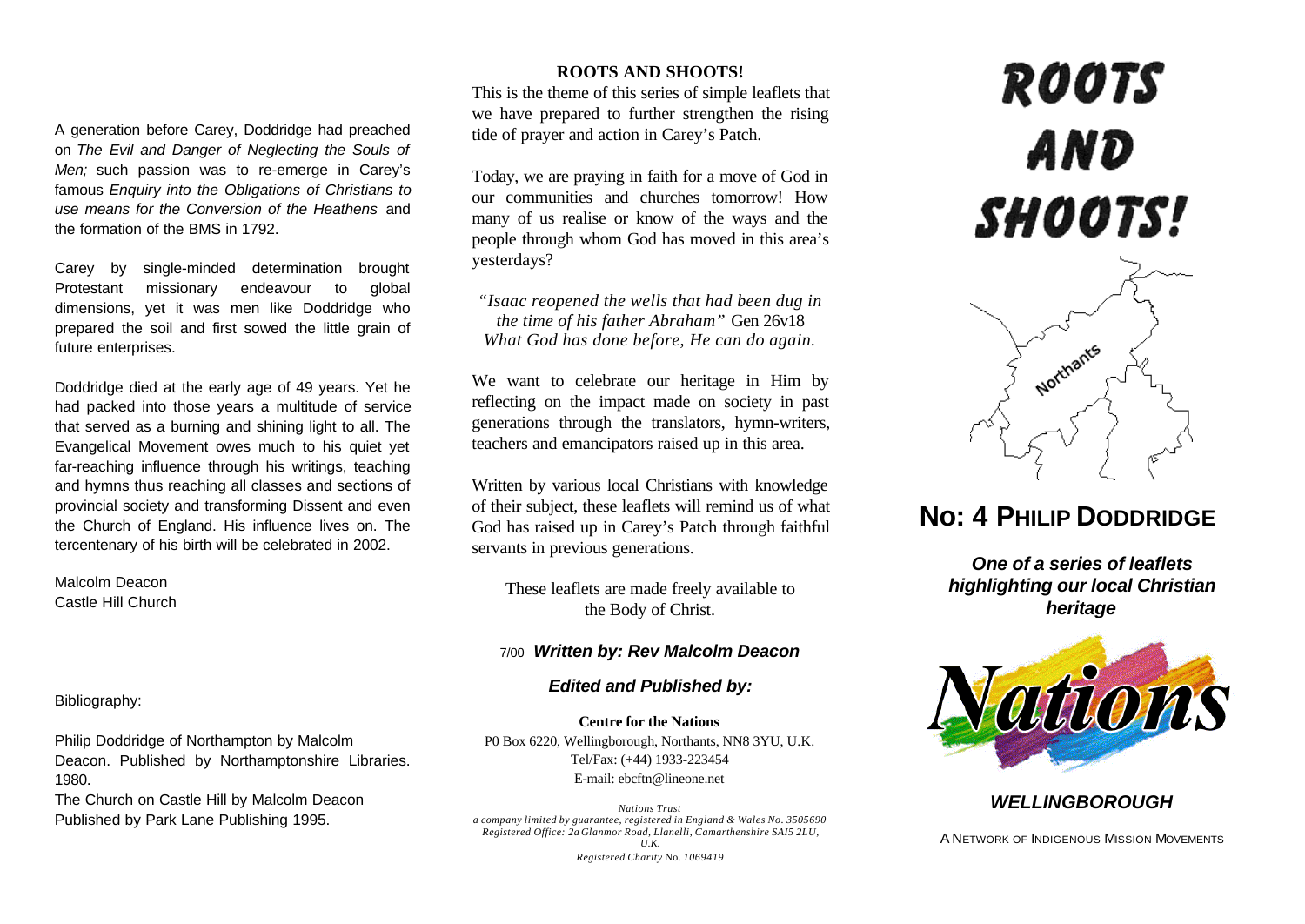A generation before Carey, Doddridge had preached on *The Evil and Danger of Neglecting the Souls of Men;* such passion was to re-emerge in Carey's famous *Enquiry into the Obligations of Christians to use means for the Conversion of the Heathens* and the formation of the BMS in 1792.

Carey by single-minded determination brought Protestant missionary endeavour to global dimensions, yet it was men like Doddridge who prepared the soil and first sowed the little grain of future enterprises.

Doddridge died at the early age of 49 years. Yet he had packed into those years a multitude of service that served as a burning and shining light to all. The Evangelical Movement owes much to his quiet yet far-reaching influence through his writings, teaching and hymns thus reaching all classes and sections of provincial society and transforming Dissent and even the Church of England. His influence lives on. The tercentenary of his birth will be celebrated in 2002.

Malcolm Deacon
Castle Hill Church

Bibliography:

Philip Doddridge of Northampton by Malcolm Deacon. Published by Northamptonshire Libraries. 1980.
The Church on Castle Hill by Malcolm Deacon Published by Park Lane Publishing 1995.

**ROOTS AND SHOOTS!**

This is the theme of this series of simple leaflets that we have prepared to further strengthen the rising tide of prayer and action in Carey's Patch.

Today, we are praying in faith for a move of God in our communities and churches tomorrow! How many of us realise or know of the ways and the people through whom God has moved in this area's yesterdays?

*"Isaac reopened the wells that had been dug in the time of his father Abraham"* Gen 26v18
*What God has done before, He can do again.*

We want to celebrate our heritage in Him by reflecting on the impact made on society in past generations through the translators, hymn-writers, teachers and emancipators raised up in this area.

Written by various local Christians with knowledge of their subject, these leaflets will remind us of what God has raised up in Carey's Patch through faithful servants in previous generations.

These leaflets are made freely available to the Body of Christ.

7/00 ***Written by: Rev Malcolm Deacon***

***Edited and Published by:***

**Centre for the Nations**
P0 Box 6220, Wellingborough, Northants, NN8 3YU, U.K.
Tel/Fax: (+44) 1933-223454
E-mail: ebcftn@lineone.net

*Nations Trust*
*a company limited by guarantee, registered in England & Wales No. 3505690*
*Registered Office: 2a Glanmor Road, Llanelli, Camarthenshire SAI5 2LU, U.K.*
*Registered Charity* No. *1069419*

# ROOTS AND SHOOTS!

Northants

## No: 4 PHILIP DODDRIDGE

***One of a series of leaflets highlighting our local Christian heritage***

Nations

***WELLINGBOROUGH***

A NETWORK OF INDIGENOUS MISSION MOVEMENTS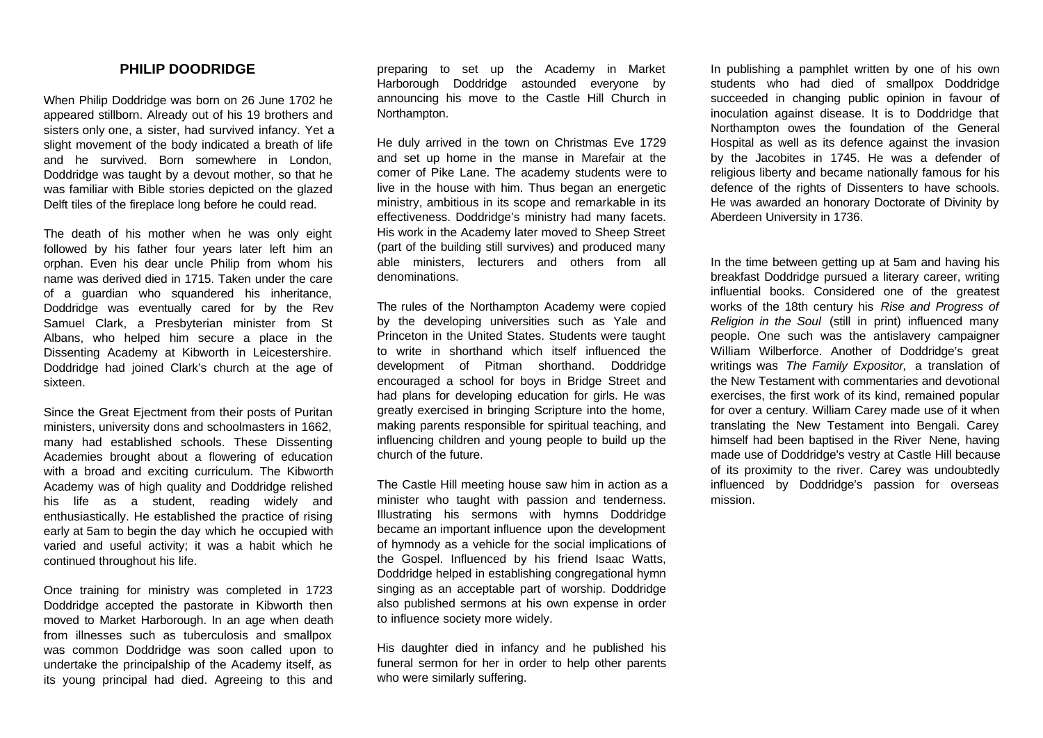## PHILIP DOODRIDGE

When Philip Doddridge was born on 26 June 1702 he appeared stillborn. Already out of his 19 brothers and sisters only one, a sister, had survived infancy. Yet a slight movement of the body indicated a breath of life and he survived. Born somewhere in London, Doddridge was taught by a devout mother, so that he was familiar with Bible stories depicted on the glazed Delft tiles of the fireplace long before he could read.

The death of his mother when he was only eight followed by his father four years later left him an orphan. Even his dear uncle Philip from whom his name was derived died in 1715. Taken under the care of a guardian who squandered his inheritance, Doddridge was eventually cared for by the Rev Samuel Clark, a Presbyterian minister from St Albans, who helped him secure a place in the Dissenting Academy at Kibworth in Leicestershire. Doddridge had joined Clark's church at the age of sixteen.

Since the Great Ejectment from their posts of Puritan ministers, university dons and schoolmasters in 1662, many had established schools. These Dissenting Academies brought about a flowering of education with a broad and exciting curriculum. The Kibworth Academy was of high quality and Doddridge relished his life as a student, reading widely and enthusiastically. He established the practice of rising early at 5am to begin the day which he occupied with varied and useful activity; it was a habit which he continued throughout his life.

Once training for ministry was completed in 1723 Doddridge accepted the pastorate in Kibworth then moved to Market Harborough. In an age when death from illnesses such as tuberculosis and smallpox was common Doddridge was soon called upon to undertake the principalship of the Academy itself, as its young principal had died. Agreeing to this and preparing to set up the Academy in Market Harborough Doddridge astounded everyone by announcing his move to the Castle Hill Church in Northampton.

He duly arrived in the town on Christmas Eve 1729 and set up home in the manse in Marefair at the comer of Pike Lane. The academy students were to live in the house with him. Thus began an energetic ministry, ambitious in its scope and remarkable in its effectiveness. Doddridge's ministry had many facets. His work in the Academy later moved to Sheep Street (part of the building still survives) and produced many able ministers, lecturers and others from all denominations.

The rules of the Northampton Academy were copied by the developing universities such as Yale and Princeton in the United States. Students were taught to write in shorthand which itself influenced the development of Pitman shorthand. Doddridge encouraged a school for boys in Bridge Street and had plans for developing education for girls. He was greatly exercised in bringing Scripture into the home, making parents responsible for spiritual teaching, and influencing children and young people to build up the church of the future.

The Castle Hill meeting house saw him in action as a minister who taught with passion and tenderness. Illustrating his sermons with hymns Doddridge became an important influence upon the development of hymnody as a vehicle for the social implications of the Gospel. Influenced by his friend Isaac Watts, Doddridge helped in establishing congregational hymn singing as an acceptable part of worship. Doddridge also published sermons at his own expense in order to influence society more widely.

His daughter died in infancy and he published his funeral sermon for her in order to help other parents who were similarly suffering.

In publishing a pamphlet written by one of his own students who had died of smallpox Doddridge succeeded in changing public opinion in favour of inoculation against disease. It is to Doddridge that Northampton owes the foundation of the General Hospital as well as its defence against the invasion by the Jacobites in 1745. He was a defender of religious liberty and became nationally famous for his defence of the rights of Dissenters to have schools. He was awarded an honorary Doctorate of Divinity by Aberdeen University in 1736.

In the time between getting up at 5am and having his breakfast Doddridge pursued a literary career, writing influential books. Considered one of the greatest works of the 18th century his *Rise and Progress of Religion in the Soul* (still in print) influenced many people. One such was the antislavery campaigner William Wilberforce. Another of Doddridge's great writings was *The Family Expositor,* a translation of the New Testament with commentaries and devotional exercises, the first work of its kind, remained popular for over a century. William Carey made use of it when translating the New Testament into Bengali. Carey himself had been baptised in the River Nene, having made use of Doddridge's vestry at Castle Hill because of its proximity to the river. Carey was undoubtedly influenced by Doddridge's passion for overseas mission.